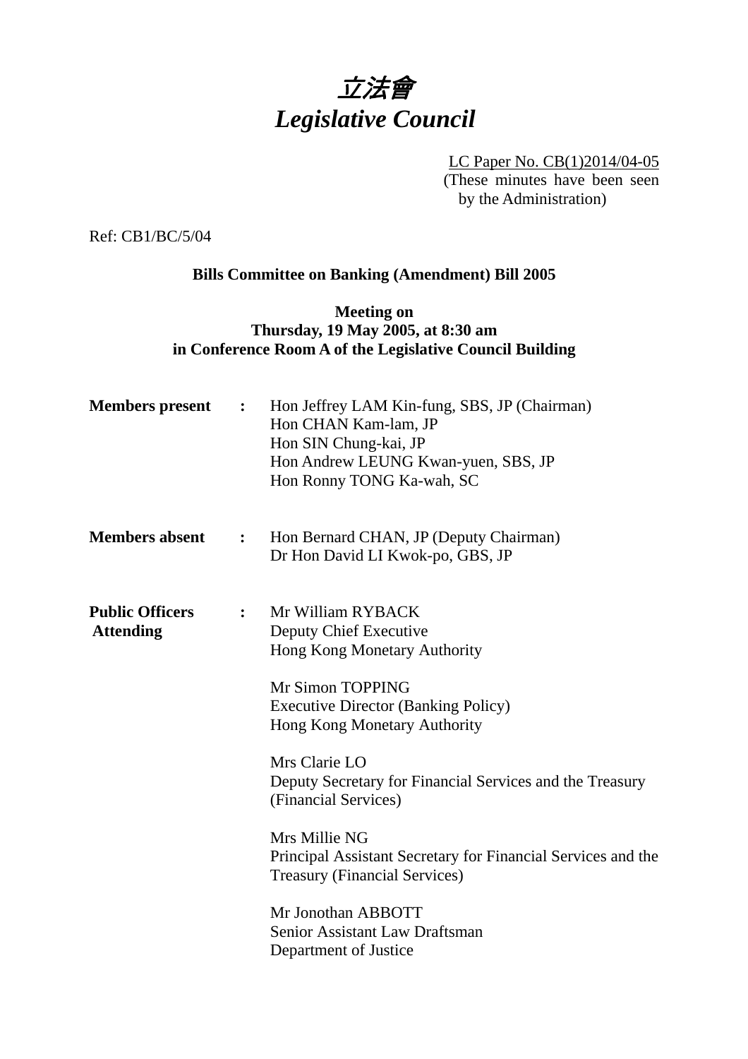# *立法會*
# *Legislative Council*

LC Paper No. CB(1)2014/04-05
(These minutes have been seen by the Administration)

Ref: CB1/BC/5/04

**Bills Committee on Banking (Amendment) Bill 2005**

**Meeting on**
**Thursday, 19 May 2005, at 8:30 am**
**in Conference Room A of the Legislative Council Building**

**Members present** : Hon Jeffrey LAM Kin-fung, SBS, JP (Chairman)
Hon CHAN Kam-lam, JP
Hon SIN Chung-kai, JP
Hon Andrew LEUNG Kwan-yuen, SBS, JP
Hon Ronny TONG Ka-wah, SC

**Members absent** : Hon Bernard CHAN, JP (Deputy Chairman)
Dr Hon David LI Kwok-po, GBS, JP

**Public Officers Attending** : Mr William RYBACK
Deputy Chief Executive
Hong Kong Monetary Authority

Mr Simon TOPPING
Executive Director (Banking Policy)
Hong Kong Monetary Authority

Mrs Clarie LO
Deputy Secretary for Financial Services and the Treasury (Financial Services)

Mrs Millie NG
Principal Assistant Secretary for Financial Services and the Treasury (Financial Services)

Mr Jonothan ABBOTT
Senior Assistant Law Draftsman
Department of Justice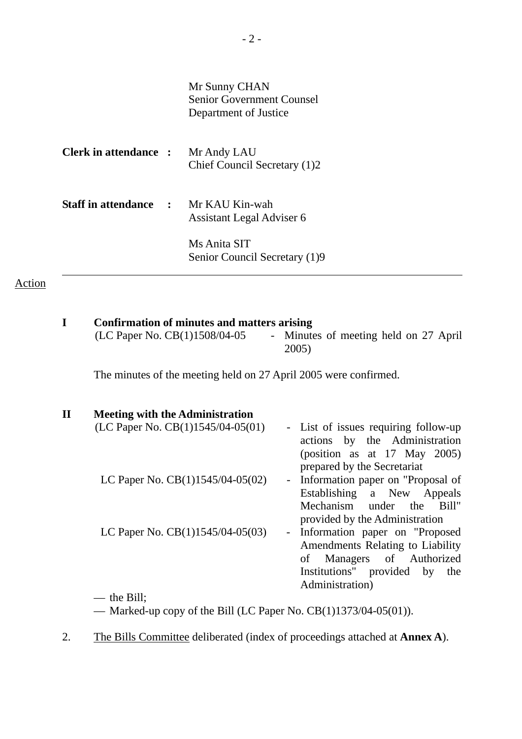Mr Sunny CHAN
Senior Government Counsel
Department of Justice

**Clerk in attendance :** Mr Andy LAU
Chief Council Secretary (1)2

**Staff in attendance :** Mr KAU Kin-wah
Assistant Legal Adviser 6

Ms Anita SIT
Senior Council Secretary (1)9

---

Action

**I Confirmation of minutes and matters arising**
(LC Paper No. CB(1)1508/04-05 - Minutes of meeting held on 27 April 2005)

The minutes of the meeting held on 27 April 2005 were confirmed.

**II Meeting with the Administration**
(LC Paper No. CB(1)1545/04-05(01) - List of issues requiring follow-up actions by the Administration (position as at 17 May 2005) prepared by the Secretariat

LC Paper No. CB(1)1545/04-05(02) - Information paper on "Proposal of Establishing a New Appeals Mechanism under the Bill" provided by the Administration

LC Paper No. CB(1)1545/04-05(03) - Information paper on "Proposed Amendments Relating to Liability of Managers of Authorized Institutions" provided by the Administration)

— the Bill;
— Marked-up copy of the Bill (LC Paper No. CB(1)1373/04-05(01)).

2. The Bills Committee deliberated (index of proceedings attached at **Annex A**).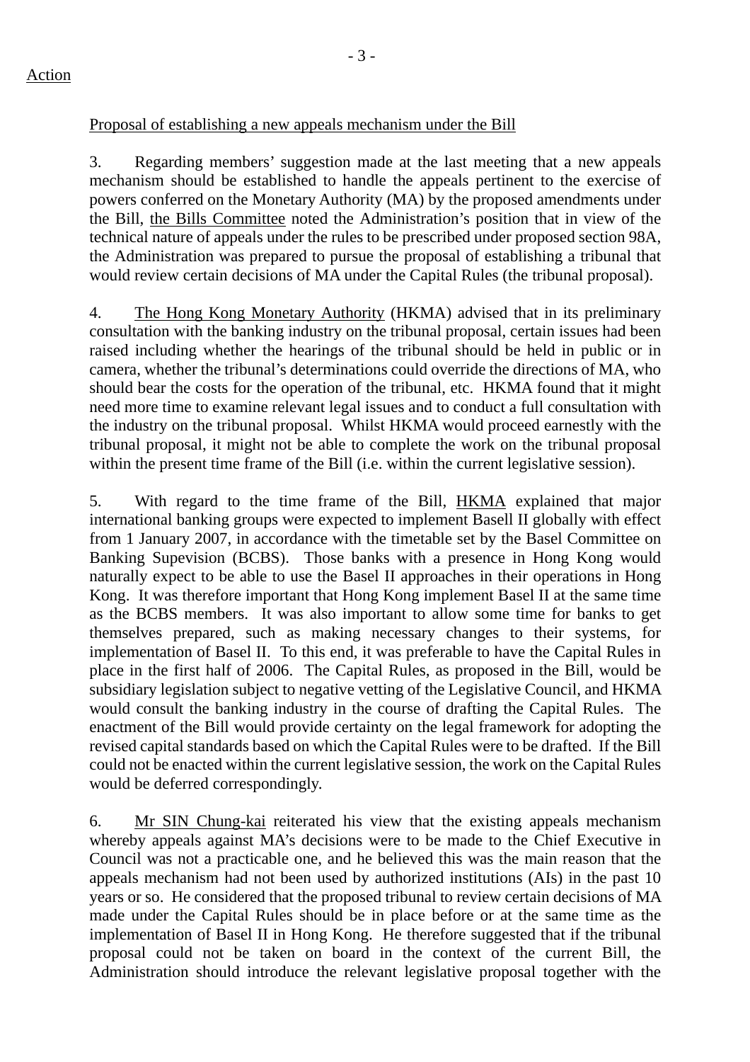Action

Proposal of establishing a new appeals mechanism under the Bill

3. Regarding members' suggestion made at the last meeting that a new appeals mechanism should be established to handle the appeals pertinent to the exercise of powers conferred on the Monetary Authority (MA) by the proposed amendments under the Bill, the Bills Committee noted the Administration's position that in view of the technical nature of appeals under the rules to be prescribed under proposed section 98A, the Administration was prepared to pursue the proposal of establishing a tribunal that would review certain decisions of MA under the Capital Rules (the tribunal proposal).

4. The Hong Kong Monetary Authority (HKMA) advised that in its preliminary consultation with the banking industry on the tribunal proposal, certain issues had been raised including whether the hearings of the tribunal should be held in public or in camera, whether the tribunal's determinations could override the directions of MA, who should bear the costs for the operation of the tribunal, etc. HKMA found that it might need more time to examine relevant legal issues and to conduct a full consultation with the industry on the tribunal proposal. Whilst HKMA would proceed earnestly with the tribunal proposal, it might not be able to complete the work on the tribunal proposal within the present time frame of the Bill (i.e. within the current legislative session).

5. With regard to the time frame of the Bill, HKMA explained that major international banking groups were expected to implement Basell II globally with effect from 1 January 2007, in accordance with the timetable set by the Basel Committee on Banking Supevision (BCBS). Those banks with a presence in Hong Kong would naturally expect to be able to use the Basel II approaches in their operations in Hong Kong. It was therefore important that Hong Kong implement Basel II at the same time as the BCBS members. It was also important to allow some time for banks to get themselves prepared, such as making necessary changes to their systems, for implementation of Basel II. To this end, it was preferable to have the Capital Rules in place in the first half of 2006. The Capital Rules, as proposed in the Bill, would be subsidiary legislation subject to negative vetting of the Legislative Council, and HKMA would consult the banking industry in the course of drafting the Capital Rules. The enactment of the Bill would provide certainty on the legal framework for adopting the revised capital standards based on which the Capital Rules were to be drafted. If the Bill could not be enacted within the current legislative session, the work on the Capital Rules would be deferred correspondingly.

6. Mr SIN Chung-kai reiterated his view that the existing appeals mechanism whereby appeals against MA's decisions were to be made to the Chief Executive in Council was not a practicable one, and he believed this was the main reason that the appeals mechanism had not been used by authorized institutions (AIs) in the past 10 years or so. He considered that the proposed tribunal to review certain decisions of MA made under the Capital Rules should be in place before or at the same time as the implementation of Basel II in Hong Kong. He therefore suggested that if the tribunal proposal could not be taken on board in the context of the current Bill, the Administration should introduce the relevant legislative proposal together with the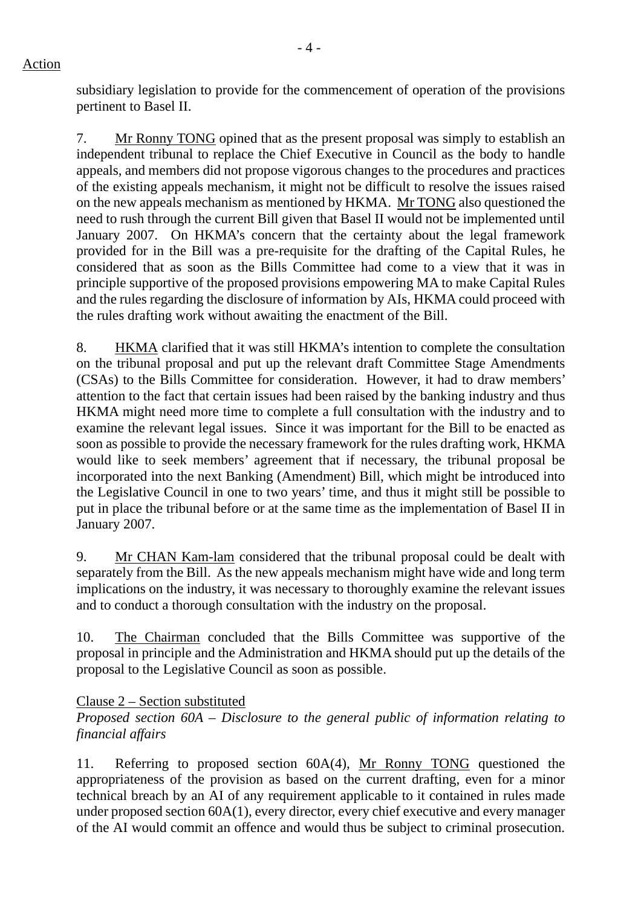Action

subsidiary legislation to provide for the commencement of operation of the provisions pertinent to Basel II.

7. Mr Ronny TONG opined that as the present proposal was simply to establish an independent tribunal to replace the Chief Executive in Council as the body to handle appeals, and members did not propose vigorous changes to the procedures and practices of the existing appeals mechanism, it might not be difficult to resolve the issues raised on the new appeals mechanism as mentioned by HKMA. Mr TONG also questioned the need to rush through the current Bill given that Basel II would not be implemented until January 2007. On HKMA's concern that the certainty about the legal framework provided for in the Bill was a pre-requisite for the drafting of the Capital Rules, he considered that as soon as the Bills Committee had come to a view that it was in principle supportive of the proposed provisions empowering MA to make Capital Rules and the rules regarding the disclosure of information by AIs, HKMA could proceed with the rules drafting work without awaiting the enactment of the Bill.

8. HKMA clarified that it was still HKMA's intention to complete the consultation on the tribunal proposal and put up the relevant draft Committee Stage Amendments (CSAs) to the Bills Committee for consideration. However, it had to draw members' attention to the fact that certain issues had been raised by the banking industry and thus HKMA might need more time to complete a full consultation with the industry and to examine the relevant legal issues. Since it was important for the Bill to be enacted as soon as possible to provide the necessary framework for the rules drafting work, HKMA would like to seek members' agreement that if necessary, the tribunal proposal be incorporated into the next Banking (Amendment) Bill, which might be introduced into the Legislative Council in one to two years' time, and thus it might still be possible to put in place the tribunal before or at the same time as the implementation of Basel II in January 2007.

9. Mr CHAN Kam-lam considered that the tribunal proposal could be dealt with separately from the Bill. As the new appeals mechanism might have wide and long term implications on the industry, it was necessary to thoroughly examine the relevant issues and to conduct a thorough consultation with the industry on the proposal.

10. The Chairman concluded that the Bills Committee was supportive of the proposal in principle and the Administration and HKMA should put up the details of the proposal to the Legislative Council as soon as possible.

Clause 2 – Section substituted

*Proposed section 60A – Disclosure to the general public of information relating to financial affairs*

11. Referring to proposed section 60A(4), Mr Ronny TONG questioned the appropriateness of the provision as based on the current drafting, even for a minor technical breach by an AI of any requirement applicable to it contained in rules made under proposed section 60A(1), every director, every chief executive and every manager of the AI would commit an offence and would thus be subject to criminal prosecution.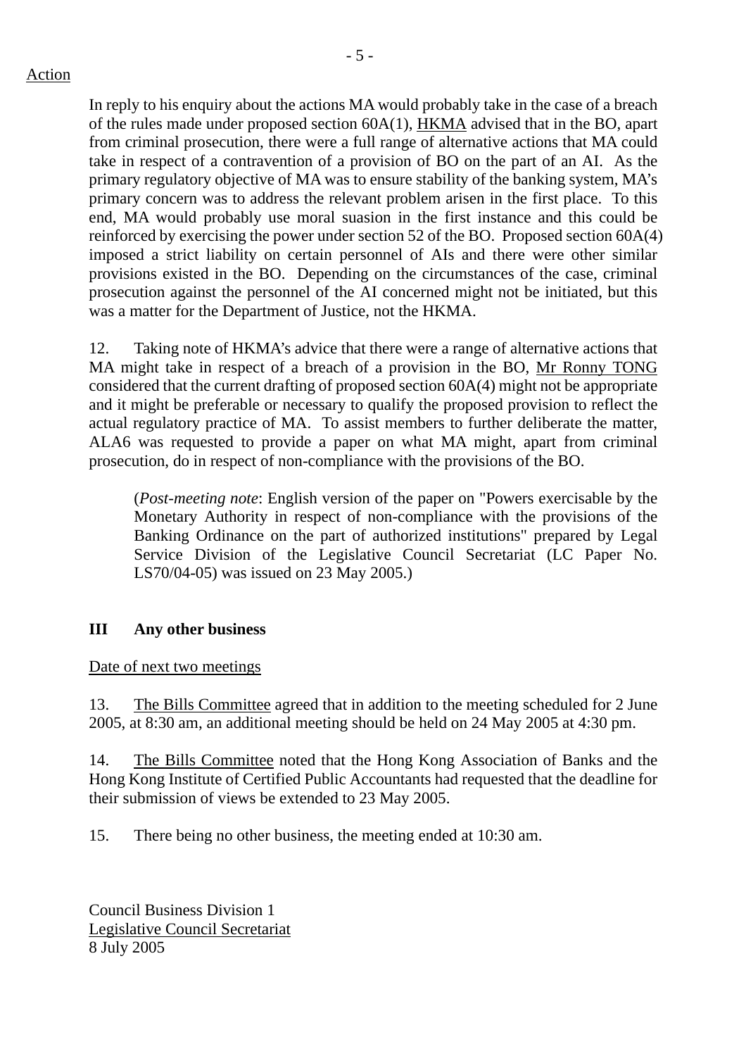Action

In reply to his enquiry about the actions MA would probably take in the case of a breach of the rules made under proposed section 60A(1), HKMA advised that in the BO, apart from criminal prosecution, there were a full range of alternative actions that MA could take in respect of a contravention of a provision of BO on the part of an AI. As the primary regulatory objective of MA was to ensure stability of the banking system, MA's primary concern was to address the relevant problem arisen in the first place. To this end, MA would probably use moral suasion in the first instance and this could be reinforced by exercising the power under section 52 of the BO. Proposed section 60A(4) imposed a strict liability on certain personnel of AIs and there were other similar provisions existed in the BO. Depending on the circumstances of the case, criminal prosecution against the personnel of the AI concerned might not be initiated, but this was a matter for the Department of Justice, not the HKMA.

12. Taking note of HKMA's advice that there were a range of alternative actions that MA might take in respect of a breach of a provision in the BO, Mr Ronny TONG considered that the current drafting of proposed section 60A(4) might not be appropriate and it might be preferable or necessary to qualify the proposed provision to reflect the actual regulatory practice of MA. To assist members to further deliberate the matter, ALA6 was requested to provide a paper on what MA might, apart from criminal prosecution, do in respect of non-compliance with the provisions of the BO.

(*Post-meeting note*: English version of the paper on "Powers exercisable by the Monetary Authority in respect of non-compliance with the provisions of the Banking Ordinance on the part of authorized institutions" prepared by Legal Service Division of the Legislative Council Secretariat (LC Paper No. LS70/04-05) was issued on 23 May 2005.)

## III Any other business

Date of next two meetings

13. The Bills Committee agreed that in addition to the meeting scheduled for 2 June 2005, at 8:30 am, an additional meeting should be held on 24 May 2005 at 4:30 pm.

14. The Bills Committee noted that the Hong Kong Association of Banks and the Hong Kong Institute of Certified Public Accountants had requested that the deadline for their submission of views be extended to 23 May 2005.

15. There being no other business, the meeting ended at 10:30 am.

Council Business Division 1
Legislative Council Secretariat
8 July 2005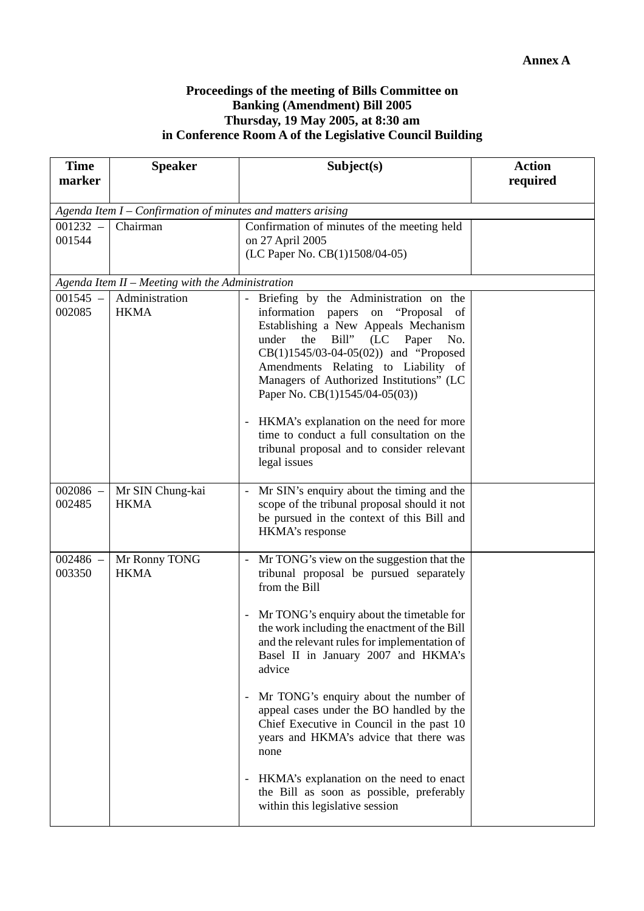**Annex A**

**Proceedings of the meeting of Bills Committee on Banking (Amendment) Bill 2005 Thursday, 19 May 2005, at 8:30 am in Conference Room A of the Legislative Council Building**

| Time marker | Speaker | Subject(s) | Action required |
|---|---|---|---|
| *Agenda Item I – Confirmation of minutes and matters arising* | | | |
| 001232 – 001544 | Chairman | Confirmation of minutes of the meeting held on 27 April 2005 (LC Paper No. CB(1)1508/04-05) | |
| *Agenda Item II – Meeting with the Administration* | | | |
| 001545 – 002085 | Administration HKMA | - Briefing by the Administration on the information papers on "Proposal of Establishing a New Appeals Mechanism under the Bill" (LC Paper No. CB(1)1545/03-04-05(02)) and "Proposed Amendments Relating to Liability of Managers of Authorized Institutions" (LC Paper No. CB(1)1545/04-05(03))<br><br>- HKMA's explanation on the need for more time to conduct a full consultation on the tribunal proposal and to consider relevant legal issues | |
| 002086 – 002485 | Mr SIN Chung-kai HKMA | - Mr SIN's enquiry about the timing and the scope of the tribunal proposal should it not be pursued in the context of this Bill and HKMA's response | |
| 002486 – 003350 | Mr Ronny TONG HKMA | - Mr TONG's view on the suggestion that the tribunal proposal be pursued separately from the Bill<br><br>- Mr TONG's enquiry about the timetable for the work including the enactment of the Bill and the relevant rules for implementation of Basel II in January 2007 and HKMA's advice<br><br>- Mr TONG's enquiry about the number of appeal cases under the BO handled by the Chief Executive in Council in the past 10 years and HKMA's advice that there was none<br><br>- HKMA's explanation on the need to enact the Bill as soon as possible, preferably within this legislative session | |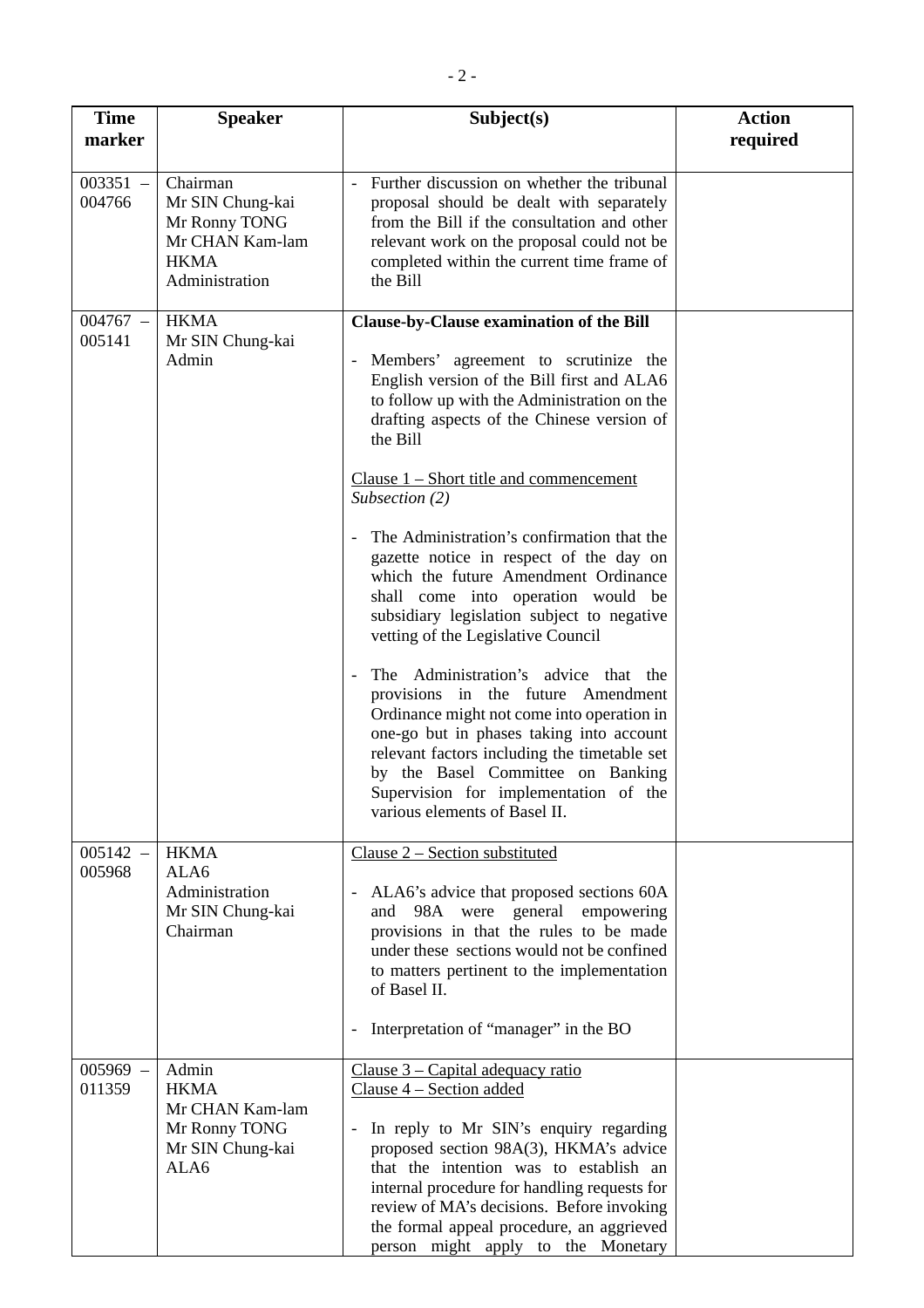| Time marker | Speaker | Subject(s) | Action required |
|---|---|---|---|
| 003351 – 004766 | Chairman<br>Mr SIN Chung-kai<br>Mr Ronny TONG<br>Mr CHAN Kam-lam<br>HKMA<br>Administration | - Further discussion on whether the tribunal proposal should be dealt with separately from the Bill if the consultation and other relevant work on the proposal could not be completed within the current time frame of the Bill | |
| 004767 – 005141 | HKMA<br>Mr SIN Chung-kai<br>Admin | **Clause-by-Clause examination of the Bill**<br><br>- Members' agreement to scrutinize the English version of the Bill first and ALA6 to follow up with the Administration on the drafting aspects of the Chinese version of the Bill<br><br><u>Clause 1 – Short title and commencement</u><br>*Subsection (2)*<br><br>- The Administration's confirmation that the gazette notice in respect of the day on which the future Amendment Ordinance shall come into operation would be subsidiary legislation subject to negative vetting of the Legislative Council<br><br>- The Administration's advice that the provisions in the future Amendment Ordinance might not come into operation in one-go but in phases taking into account relevant factors including the timetable set by the Basel Committee on Banking Supervision for implementation of the various elements of Basel II. | |
| 005142 – 005968 | HKMA<br>ALA6<br>Administration<br>Mr SIN Chung-kai<br>Chairman | <u>Clause 2 – Section substituted</u><br><br>- ALA6's advice that proposed sections 60A and 98A were general empowering provisions in that the rules to be made under these sections would not be confined to matters pertinent to the implementation of Basel II.<br><br>- Interpretation of "manager" in the BO | |
| 005969 – 011359 | Admin<br>HKMA<br>Mr CHAN Kam-lam<br>Mr Ronny TONG<br>Mr SIN Chung-kai<br>ALA6 | <u>Clause 3 – Capital adequacy ratio</u><br><u>Clause 4 – Section added</u><br><br>- In reply to Mr SIN's enquiry regarding proposed section 98A(3), HKMA's advice that the intention was to establish an internal procedure for handling requests for review of MA's decisions. Before invoking the formal appeal procedure, an aggrieved person might apply to the Monetary | |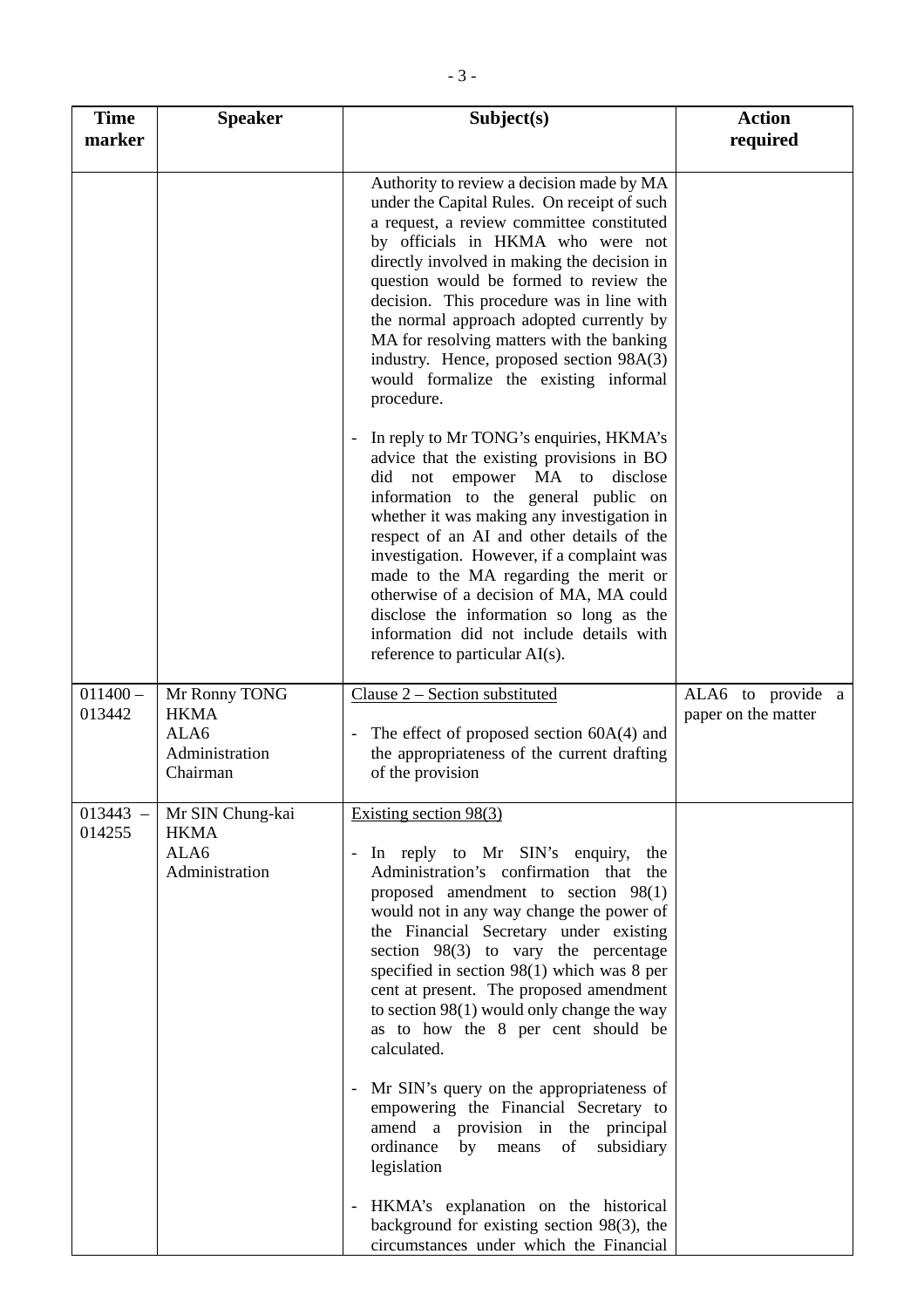| Time marker | Speaker | Subject(s) | Action required |
|---|---|---|---|
| | | Authority to review a decision made by MA under the Capital Rules. On receipt of such a request, a review committee constituted by officials in HKMA who were not directly involved in making the decision in question would be formed to review the decision. This procedure was in line with the normal approach adopted currently by MA for resolving matters with the banking industry. Hence, proposed section 98A(3) would formalize the existing informal procedure.<br><br>- In reply to Mr TONG's enquiries, HKMA's advice that the existing provisions in BO did not empower MA to disclose information to the general public on whether it was making any investigation in respect of an AI and other details of the investigation. However, if a complaint was made to the MA regarding the merit or otherwise of a decision of MA, MA could disclose the information so long as the information did not include details with reference to particular AI(s). | |
| 011400 – 013442 | Mr Ronny TONG<br>HKMA<br>ALA6<br>Administration<br>Chairman | <u>Clause 2 – Section substituted</u><br><br>- The effect of proposed section 60A(4) and the appropriateness of the current drafting of the provision | ALA6 to provide a paper on the matter |
| 013443 – 014255 | Mr SIN Chung-kai<br>HKMA<br>ALA6<br>Administration | <u>Existing section 98(3)</u><br><br>- In reply to Mr SIN's enquiry, the Administration's confirmation that the proposed amendment to section 98(1) would not in any way change the power of the Financial Secretary under existing section 98(3) to vary the percentage specified in section 98(1) which was 8 per cent at present. The proposed amendment to section 98(1) would only change the way as to how the 8 per cent should be calculated.<br><br>- Mr SIN's query on the appropriateness of empowering the Financial Secretary to amend a provision in the principal ordinance by means of subsidiary legislation<br><br>- HKMA's explanation on the historical background for existing section 98(3), the circumstances under which the Financial | |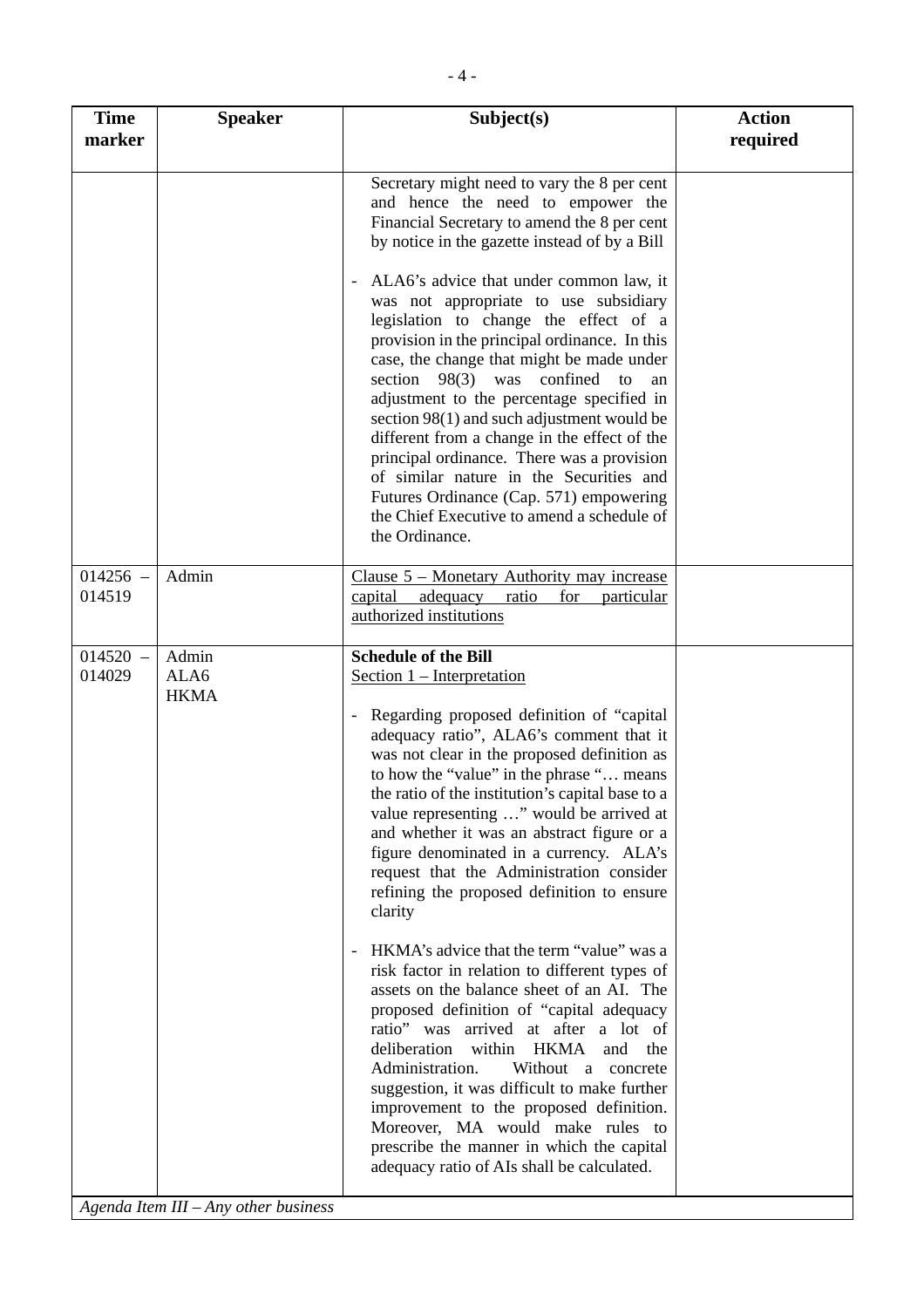| Time marker | Speaker | Subject(s) | Action required |
|---|---|---|---|
| | | Secretary might need to vary the 8 per cent and hence the need to empower the Financial Secretary to amend the 8 per cent by notice in the gazette instead of by a Bill<br><br>- ALA6's advice that under common law, it was not appropriate to use subsidiary legislation to change the effect of a provision in the principal ordinance. In this case, the change that might be made under section 98(3) was confined to an adjustment to the percentage specified in section 98(1) and such adjustment would be different from a change in the effect of the principal ordinance. There was a provision of similar nature in the Securities and Futures Ordinance (Cap. 571) empowering the Chief Executive to amend a schedule of the Ordinance. | |
| 014256 – 014519 | Admin | <u>Clause 5 – Monetary Authority may increase capital adequacy ratio for particular authorized institutions</u> | |
| 014520 – 014029 | Admin<br>ALA6<br>HKMA | **Schedule of the Bill**<br><u>Section 1 – Interpretation</u><br><br>- Regarding proposed definition of "capital adequacy ratio", ALA6's comment that it was not clear in the proposed definition as to how the "value" in the phrase "… means the ratio of the institution's capital base to a value representing …" would be arrived at and whether it was an abstract figure or a figure denominated in a currency. ALA's request that the Administration consider refining the proposed definition to ensure clarity<br><br>- HKMA's advice that the term "value" was a risk factor in relation to different types of assets on the balance sheet of an AI. The proposed definition of "capital adequacy ratio" was arrived at after a lot of deliberation within HKMA and the Administration. Without a concrete suggestion, it was difficult to make further improvement to the proposed definition. Moreover, MA would make rules to prescribe the manner in which the capital adequacy ratio of AIs shall be calculated. | |
| *Agenda Item III – Any other business* | | | |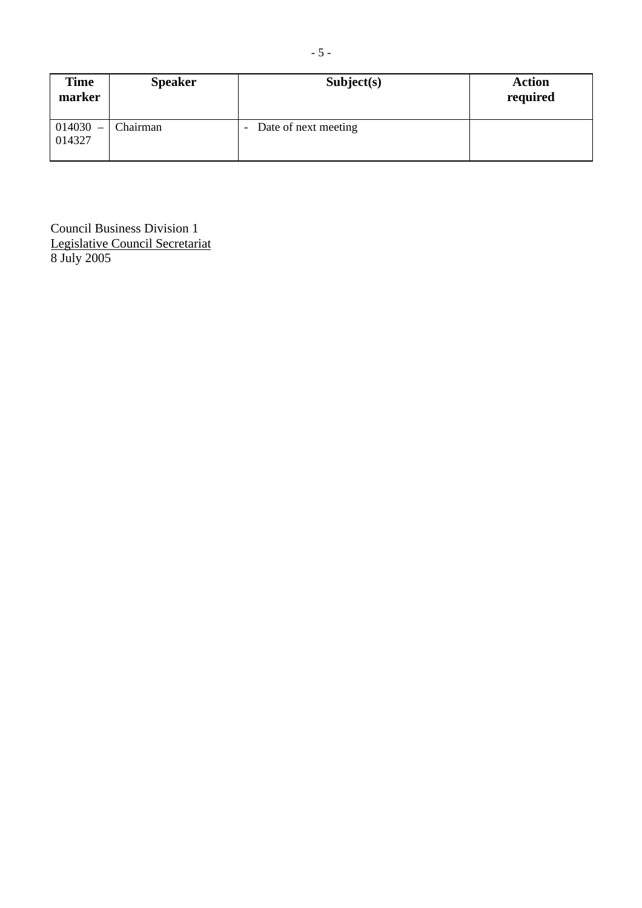| Time marker | Speaker | Subject(s) | Action required |
|---|---|---|---|
| 014030 – 014327 | Chairman | - Date of next meeting | |

Council Business Division 1
Legislative Council Secretariat
8 July 2005